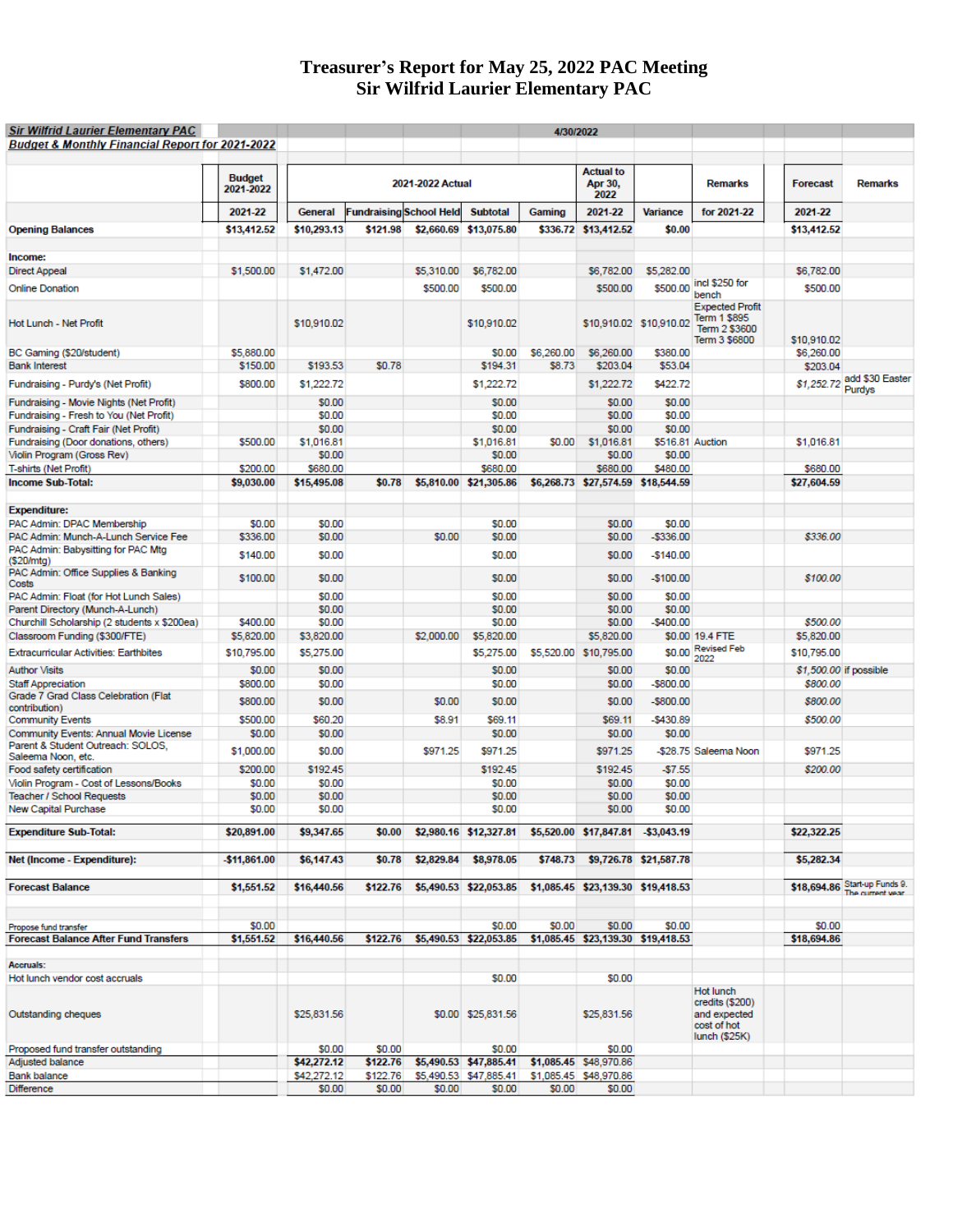# Treasurer's Report for May 25, 2022 PAC Meeting
# Sir Wilfrid Laurier Elementary PAC

| Sir Wilfrid Laurier Elementary PAC<br>Budget & Monthly Financial Report for 2021-2022 | | | | | | | 4/30/2022 | | | | |
|---|---|---|---|---|---|---|---|---|---|---|---|
| | Budget 2021-2022 | 2021-2022 Actual | | | | | Actual to Apr 30, 2022 | | Remarks | Forecast | Remarks |
| | 2021-22 | General | Fundraising | School Held | Subtotal | Gaming | 2021-22 | Variance | for 2021-22 | 2021-22 | |
| **Opening Balances** | **$13,412.52** | **$10,293.13** | **$121.98** | **$2,660.69** | **$13,075.80** | **$336.72** | **$13,412.52** | **$0.00** | | **$13,412.52** | |
| **Income:** | | | | | | | | | | | |
| Direct Appeal | $1,500.00 | $1,472.00 | | $5,310.00 | $6,782.00 | | $6,782.00 | $5,282.00 | | $6,782.00 | |
| Online Donation | | | | $500.00 | $500.00 | | $500.00 | $500.00 | incl $250 for bench | $500.00 | |
| Hot Lunch - Net Profit | | $10,910.02 | | | $10,910.02 | | $10,910.02 | $10,910.02 | Expected Profit Term 1 $895 Term 2 $3600 Term 3 $6800 | $10,910.02 | |
| BC Gaming ($20/student) | $5,880.00 | | | | $0.00 | $6,260.00 | $6,260.00 | $380.00 | | $6,260.00 | |
| Bank Interest | $150.00 | $193.53 | $0.78 | | $194.31 | $8.73 | $203.04 | $53.04 | | $203.04 | |
| Fundraising - Purdy's (Net Profit) | $800.00 | $1,222.72 | | | $1,222.72 | | $1,222.72 | $422.72 | | *$1,252.72* | add $30 Easter Purdys |
| Fundraising - Movie Nights (Net Profit) | | $0.00 | | | $0.00 | | $0.00 | $0.00 | | | |
| Fundraising - Fresh to You (Net Profit) | | $0.00 | | | $0.00 | | $0.00 | $0.00 | | | |
| Fundraising - Craft Fair (Net Profit) | | $0.00 | | | $0.00 | | $0.00 | $0.00 | | | |
| Fundraising (Door donations, others) | $500.00 | $1,016.81 | | | $1,016.81 | $0.00 | $1,016.81 | $516.81 | Auction | $1,016.81 | |
| Violin Program (Gross Rev) | | $0.00 | | | $0.00 | | $0.00 | $0.00 | | | |
| T-shirts (Net Profit) | $200.00 | $680.00 | | | $680.00 | | $680.00 | $480.00 | | $680.00 | |
| **Income Sub-Total:** | **$9,030.00** | **$15,495.08** | **$0.78** | **$5,810.00** | **$21,305.86** | **$6,268.73** | **$27,574.59** | **$18,544.59** | | **$27,604.59** | |
| **Expenditure:** | | | | | | | | | | | |
| PAC Admin: DPAC Membership | $0.00 | $0.00 | | | $0.00 | | $0.00 | $0.00 | | | |
| PAC Admin: Munch-A-Lunch Service Fee | $336.00 | $0.00 | | $0.00 | $0.00 | | $0.00 | -$336.00 | | *$336.00* | |
| PAC Admin: Babysitting for PAC Mtg ($20/mtg) | $140.00 | $0.00 | | | $0.00 | | $0.00 | -$140.00 | | | |
| PAC Admin: Office Supplies & Banking Costs | $100.00 | $0.00 | | | $0.00 | | $0.00 | -$100.00 | | *$100.00* | |
| PAC Admin: Float (for Hot Lunch Sales) | $0.00 | $0.00 | | | $0.00 | | $0.00 | $0.00 | | | |
| Parent Directory (Munch-A-Lunch) | $0.00 | $0.00 | | | $0.00 | | $0.00 | $0.00 | | | |
| Churchill Scholarship (2 students x $200ea) | $400.00 | $0.00 | | | $0.00 | | $0.00 | -$400.00 | | *$500.00* | |
| Classroom Funding ($300/FTE) | $5,820.00 | $3,820.00 | | $2,000.00 | $5,820.00 | | $5,820.00 | $0.00 | 19.4 FTE | $5,820.00 | |
| Extracurricular Activities: Earthbites | $10,795.00 | $5,275.00 | | | $5,275.00 | $5,520.00 | $10,795.00 | $0.00 | Revised Feb 2022 | $10,795.00 | |
| Author Visits | $0.00 | $0.00 | | | $0.00 | | $0.00 | $0.00 | | *$1,500.00* | if possible |
| Staff Appreciation | $800.00 | $0.00 | | | $0.00 | | $0.00 | -$800.00 | | *$800.00* | |
| Grade 7 Grad Class Celebration (Flat contribution) | $800.00 | $0.00 | | $0.00 | $0.00 | | $0.00 | -$800.00 | | *$800.00* | |
| Community Events | $500.00 | $60.20 | | $8.91 | $69.11 | | $69.11 | -$430.89 | | *$500.00* | |
| Community Events: Annual Movie License | $0.00 | $0.00 | | | $0.00 | | $0.00 | $0.00 | | | |
| Parent & Student Outreach: SOLOS, Saleema Noon, etc. | $1,000.00 | $0.00 | | $971.25 | $971.25 | | $971.25 | -$28.75 | Saleema Noon | $971.25 | |
| Food safety certification | $200.00 | $192.45 | | | $192.45 | | $192.45 | -$7.55 | | *$200.00* | |
| Violin Program - Cost of Lessons/Books | $0.00 | $0.00 | | | $0.00 | | $0.00 | $0.00 | | | |
| Teacher / School Requests | $0.00 | $0.00 | | | $0.00 | | $0.00 | $0.00 | | | |
| New Capital Purchase | $0.00 | $0.00 | | | $0.00 | | $0.00 | $0.00 | | | |
| **Expenditure Sub-Total:** | **$20,891.00** | **$9,347.65** | **$0.00** | **$2,980.16** | **$12,327.81** | **$5,520.00** | **$17,847.81** | **-$3,043.19** | | **$22,322.25** | |
| **Net (Income - Expenditure):** | **-$11,861.00** | **$6,147.43** | **$0.78** | **$2,829.84** | **$8,978.05** | **$748.73** | **$9,726.78** | **$21,587.78** | | **$5,282.34** | |
| **Forecast Balance** | **$1,551.52** | **$16,440.56** | **$122.76** | **$5,490.53** | **$22,053.85** | **$1,085.45** | **$23,139.30** | **$19,418.53** | | **$18,694.86** | Start-up Funds 9. The current year |
| Propose fund transfer | $0.00 | | | | $0.00 | $0.00 | $0.00 | $0.00 | | $0.00 | |
| **Forecast Balance After Fund Transfers** | **$1,551.52** | **$16,440.56** | **$122.76** | **$5,490.53** | **$22,053.85** | **$1,085.45** | **$23,139.30** | **$19,418.53** | | **$18,694.86** | |
| **Accruals:** | | | | | | | | | | | |
| Hot lunch vendor cost accruals | | | | | $0.00 | | $0.00 | | | | |
| Outstanding cheques | | $25,831.56 | | $0.00 | $25,831.56 | | $25,831.56 | | Hot lunch credits ($200) and expected cost of hot lunch ($25K) | | |
| Proposed fund transfer outstanding | | $0.00 | $0.00 | | $0.00 | | $0.00 | | | | |
| Adjusted balance | | **$42,272.12** | **$122.76** | **$5,490.53** | **$47,885.41** | **$1,085.45** | $48,970.86 | | | | |
| Bank balance | | $42,272.12 | $122.76 | $5,490.53 | $47,885.41 | $1,085.45 | $48,970.86 | | | | |
| Difference | | $0.00 | $0.00 | $0.00 | $0.00 | $0.00 | $0.00 | | | | |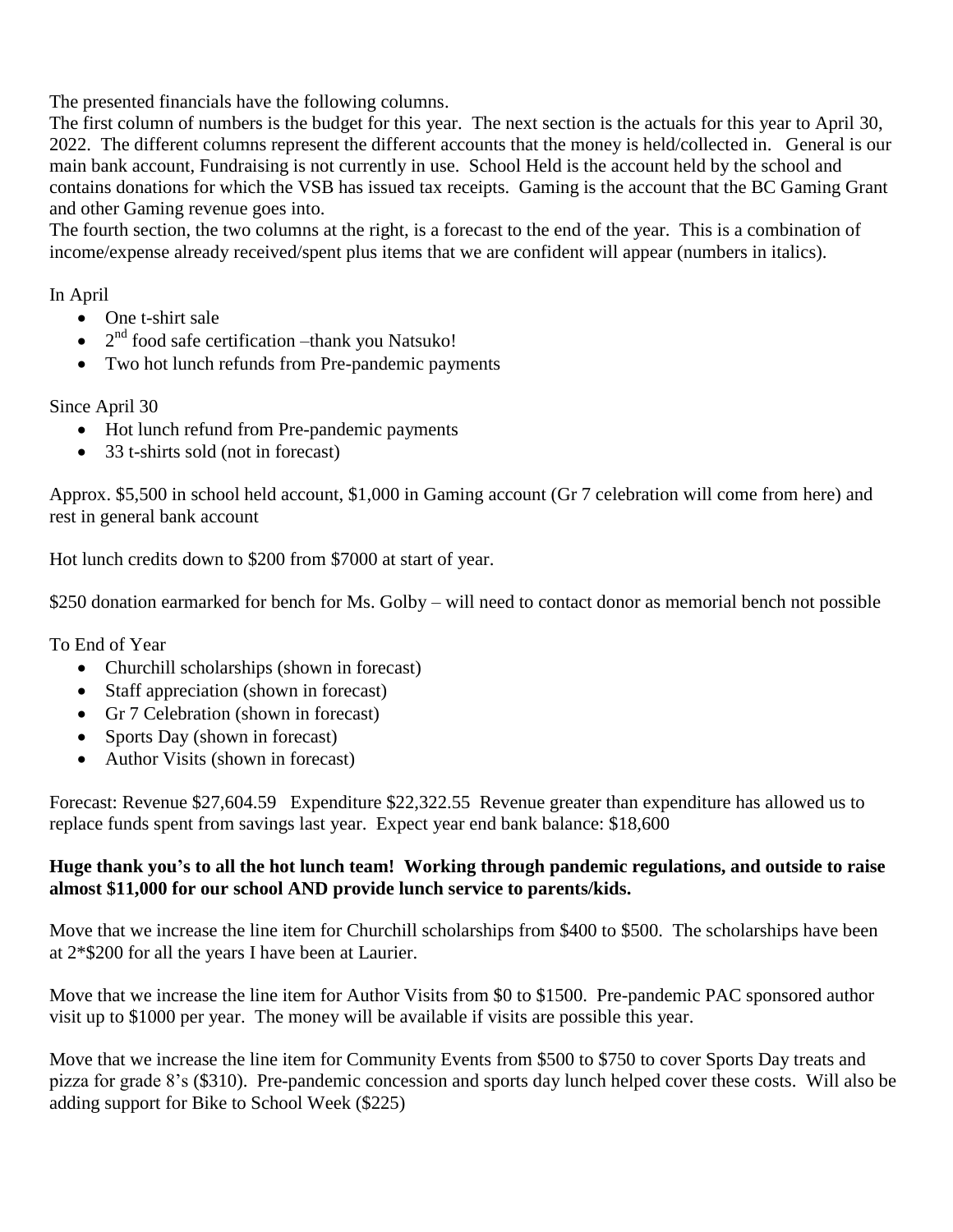The presented financials have the following columns.

The first column of numbers is the budget for this year. The next section is the actuals for this year to April 30, 2022. The different columns represent the different accounts that the money is held/collected in. General is our main bank account, Fundraising is not currently in use. School Held is the account held by the school and contains donations for which the VSB has issued tax receipts. Gaming is the account that the BC Gaming Grant and other Gaming revenue goes into.

The fourth section, the two columns at the right, is a forecast to the end of the year. This is a combination of income/expense already received/spent plus items that we are confident will appear (numbers in italics).

In April

- One t-shirt sale
- 2nd food safe certification –thank you Natsuko!
- Two hot lunch refunds from Pre-pandemic payments

Since April 30

- Hot lunch refund from Pre-pandemic payments
- 33 t-shirts sold (not in forecast)

Approx. $5,500 in school held account, $1,000 in Gaming account (Gr 7 celebration will come from here) and rest in general bank account

Hot lunch credits down to $200 from $7000 at start of year.

$250 donation earmarked for bench for Ms. Golby – will need to contact donor as memorial bench not possible

To End of Year

- Churchill scholarships (shown in forecast)
- Staff appreciation (shown in forecast)
- Gr 7 Celebration (shown in forecast)
- Sports Day (shown in forecast)
- Author Visits (shown in forecast)

Forecast: Revenue $27,604.59 Expenditure $22,322.55 Revenue greater than expenditure has allowed us to replace funds spent from savings last year. Expect year end bank balance: $18,600

**Huge thank you's to all the hot lunch team! Working through pandemic regulations, and outside to raise almost $11,000 for our school AND provide lunch service to parents/kids.**

Move that we increase the line item for Churchill scholarships from $400 to $500. The scholarships have been at 2*$200 for all the years I have been at Laurier.

Move that we increase the line item for Author Visits from $0 to $1500. Pre-pandemic PAC sponsored author visit up to $1000 per year. The money will be available if visits are possible this year.

Move that we increase the line item for Community Events from $500 to $750 to cover Sports Day treats and pizza for grade 8's ($310). Pre-pandemic concession and sports day lunch helped cover these costs. Will also be adding support for Bike to School Week ($225)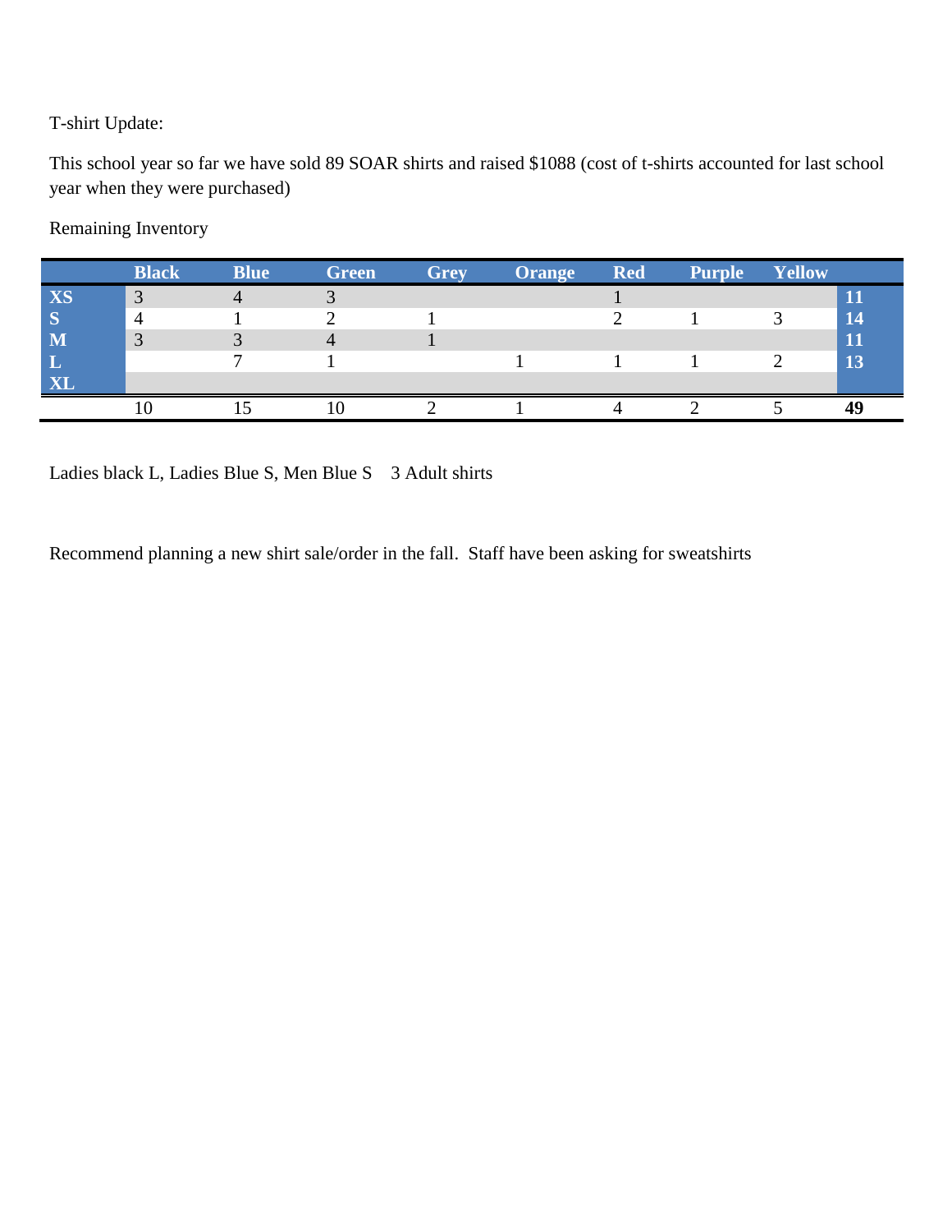T-shirt Update:

This school year so far we have sold 89 SOAR shirts and raised $1088 (cost of t-shirts accounted for last school year when they were purchased)

Remaining Inventory

| | Black | Blue | Green | Grey | Orange | Red | Purple | Yellow | |
|---|---|---|---|---|---|---|---|---|---|
| **XS** | 3 | 4 | 3 | | | 1 | | | **11** |
| **S** | 4 | 1 | 2 | 1 | | 2 | 1 | 3 | **14** |
| **M** | 3 | 3 | 4 | 1 | | | | | **11** |
| **L** | | 7 | 1 | | 1 | 1 | 1 | 2 | **13** |
| **XL** | | | | | | | | | |
| | 10 | 15 | 10 | 2 | 1 | 4 | 2 | 5 | **49** |

Ladies black L, Ladies Blue S, Men Blue S  3 Adult shirts

Recommend planning a new shirt sale/order in the fall. Staff have been asking for sweatshirts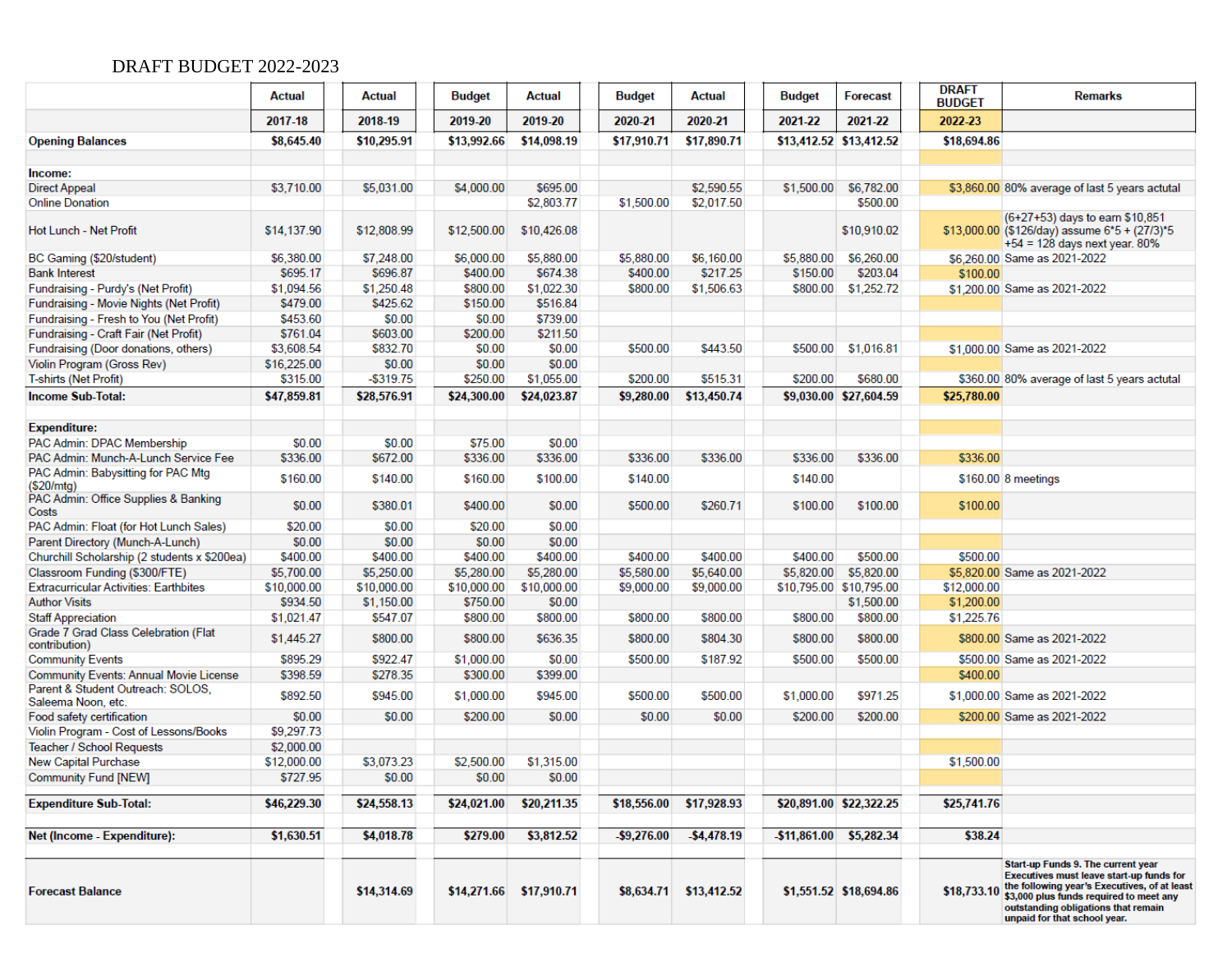DRAFT BUDGET 2022-2023

| | Actual | Actual | Budget | Actual | Budget | Actual | Budget | Forecast | DRAFT BUDGET | Remarks |
|---|---|---|---|---|---|---|---|---|---|---|
| | 2017-18 | 2018-19 | 2019-20 | 2019-20 | 2020-21 | 2020-21 | 2021-22 | 2021-22 | 2022-23 | |
| **Opening Balances** | **$8,645.40** | **$10,295.91** | **$13,992.66** | **$14,098.19** | **$17,910.71** | **$17,890.71** | **$13,412.52** | **$13,412.52** | **$18,694.86** | |
| | | | | | | | | | | |
| **Income:** | | | | | | | | | | |
| Direct Appeal | $3,710.00 | $5,031.00 | $4,000.00 | $695.00 | | $2,590.55 | $1,500.00 | $6,782.00 | $3,860.00 | 80% average of last 5 years actutal |
| Online Donation | | | | $2,803.77 | $1,500.00 | $2,017.50 | | $500.00 | | |
| Hot Lunch - Net Profit | $14,137.90 | $12,808.99 | $12,500.00 | $10,426.08 | | | | $10,910.02 | $13,000.00 | (6+27+53) days to earn $10,851 ($126/day) assume 6*5 + (27/3)*5 +54 = 128 days next year. 80% |
| BC Gaming ($20/student) | $6,380.00 | $7,248.00 | $6,000.00 | $5,880.00 | $5,880.00 | $6,160.00 | $5,880.00 | $6,260.00 | $6,260.00 | Same as 2021-2022 |
| Bank Interest | $695.17 | $696.87 | $400.00 | $674.38 | $400.00 | $217.25 | $150.00 | $203.04 | $100.00 | |
| Fundraising - Purdy's (Net Profit) | $1,094.56 | $1,250.48 | $800.00 | $1,022.30 | $800.00 | $1,506.63 | $800.00 | $1,252.72 | $1,200.00 | Same as 2021-2022 |
| Fundraising - Movie Nights (Net Profit) | $479.00 | $425.62 | $150.00 | $516.84 | | | | | | |
| Fundraising - Fresh to You (Net Profit) | $453.60 | $0.00 | $0.00 | $739.00 | | | | | | |
| Fundraising - Craft Fair (Net Profit) | $761.04 | $603.00 | $200.00 | $211.50 | | | | | | |
| Fundraising (Door donations, others) | $3,608.54 | $832.70 | $0.00 | $0.00 | $500.00 | $443.50 | $500.00 | $1,016.81 | $1,000.00 | Same as 2021-2022 |
| Violin Program (Gross Rev) | $16,225.00 | $0.00 | $0.00 | $0.00 | | | | | | |
| T-shirts (Net Profit) | $315.00 | -$319.75 | $250.00 | $1,055.00 | $200.00 | $515.31 | $200.00 | $680.00 | $360.00 | 80% average of last 5 years actutal |
| **Income Sub-Total:** | **$47,859.81** | **$28,576.91** | **$24,300.00** | **$24,023.87** | **$9,280.00** | **$13,450.74** | **$9,030.00** | **$27,604.59** | **$25,780.00** | |
| | | | | | | | | | | |
| **Expenditure:** | | | | | | | | | | |
| PAC Admin: DPAC Membership | $0.00 | $0.00 | $75.00 | $0.00 | | | | | | |
| PAC Admin: Munch-A-Lunch Service Fee | $336.00 | $672.00 | $336.00 | $336.00 | $336.00 | $336.00 | $336.00 | $336.00 | $336.00 | |
| PAC Admin: Babysitting for PAC Mtg ($20/mtg) | $160.00 | $140.00 | $160.00 | $100.00 | $140.00 | | $140.00 | | $160.00 | 8 meetings |
| PAC Admin: Office Supplies & Banking Costs | $0.00 | $380.01 | $400.00 | $0.00 | $500.00 | $260.71 | $100.00 | $100.00 | $100.00 | |
| PAC Admin: Float (for Hot Lunch Sales) | $20.00 | $0.00 | $20.00 | $0.00 | | | | | | |
| Parent Directory (Munch-A-Lunch) | $0.00 | $0.00 | $0.00 | $400.00 | | | | | | |
| Churchill Scholarship (2 students x $200ea) | $400.00 | $400.00 | $400.00 | $400.00 | $400.00 | $400.00 | $400.00 | $500.00 | $500.00 | |
| Classroom Funding ($300/FTE) | $5,700.00 | $5,250.00 | $5,280.00 | $5,280.00 | $5,580.00 | $5,640.00 | $5,820.00 | $5,820.00 | $5,820.00 | Same as 2021-2022 |
| Extracurricular Activities: Earthbites | $10,000.00 | $10,000.00 | $10,000.00 | $10,000.00 | $9,000.00 | $9,000.00 | $10,795.00 | $10,795.00 | $12,000.00 | |
| Author Visits | $934.50 | $1,150.00 | $750.00 | $0.00 | | | | $1,500.00 | $1,200.00 | |
| Staff Appreciation | $1,021.47 | $547.07 | $800.00 | $800.00 | $800.00 | $800.00 | $800.00 | $800.00 | $1,225.76 | |
| Grade 7 Grad Class Celebration (Flat contribution) | $1,445.27 | $800.00 | $800.00 | $636.35 | $800.00 | $804.30 | $800.00 | $800.00 | $800.00 | Same as 2021-2022 |
| Community Events | $895.29 | $922.47 | $1,000.00 | $0.00 | $500.00 | $187.92 | $500.00 | $500.00 | $500.00 | Same as 2021-2022 |
| Community Events: Annual Movie License | $398.59 | $278.35 | $300.00 | $399.00 | | | | | $400.00 | |
| Parent & Student Outreach: SOLOS, Saleema Noon, etc. | $892.50 | $945.00 | $1,000.00 | $945.00 | $500.00 | $500.00 | $1,000.00 | $971.25 | $1,000.00 | Same as 2021-2022 |
| Food safety certification | $0.00 | $0.00 | $200.00 | $0.00 | $0.00 | $0.00 | $200.00 | $200.00 | $200.00 | Same as 2021-2022 |
| Violin Program - Cost of Lessons/Books | $9,297.73 | | | | | | | | | |
| Teacher / School Requests | $2,000.00 | | | | | | | | | |
| New Capital Purchase | $12,000.00 | $3,073.23 | $2,500.00 | $1,315.00 | | | | | $1,500.00 | |
| Community Fund [NEW] | $727.95 | $0.00 | $0.00 | $0.00 | | | | | | |
| **Expenditure Sub-Total:** | **$46,229.30** | **$24,558.13** | **$24,021.00** | **$20,211.35** | **$18,556.00** | **$17,928.93** | **$20,891.00** | **$22,322.25** | **$25,741.76** | |
| | | | | | | | | | | |
| **Net (Income - Expenditure):** | **$1,630.51** | **$4,018.78** | **$279.00** | **$3,812.52** | **-$9,276.00** | **-$4,478.19** | **-$11,861.00** | **$5,282.34** | **$38.24** | |
| | | | | | | | | | | |
| **Forecast Balance** | | **$14,314.69** | **$14,271.66** | **$17,910.71** | **$8,634.71** | **$13,412.52** | **$1,551.52** | **$18,694.86** | **$18,733.10** | **Start-up Funds 9. The current year Executives must leave start-up funds for the following year's Executives, of at least $3,000 plus funds required to meet any outstanding obligations that remain unpaid for that school year.** |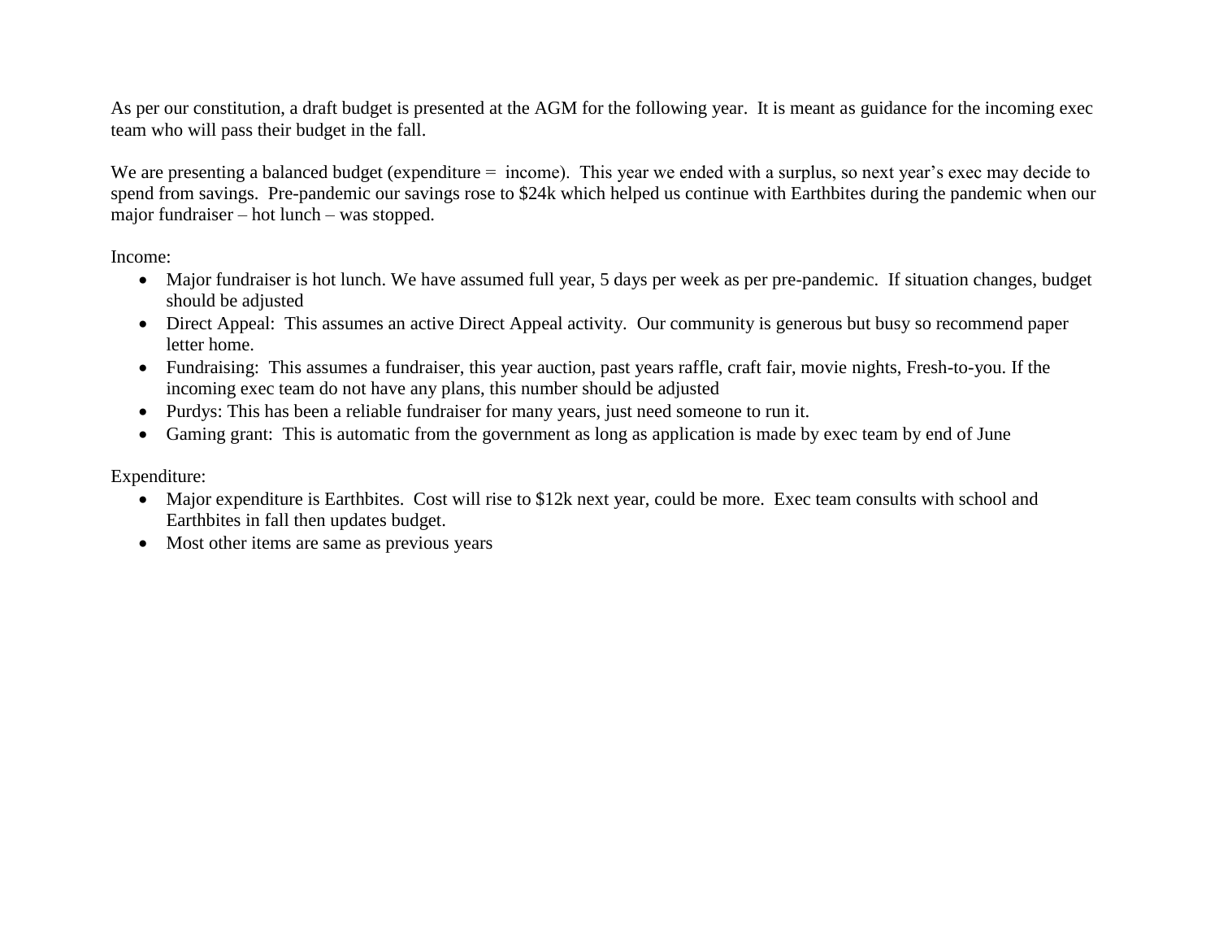As per our constitution, a draft budget is presented at the AGM for the following year. It is meant as guidance for the incoming exec team who will pass their budget in the fall.

We are presenting a balanced budget (expenditure = income). This year we ended with a surplus, so next year's exec may decide to spend from savings. Pre-pandemic our savings rose to $24k which helped us continue with Earthbites during the pandemic when our major fundraiser – hot lunch – was stopped.

Income:

- Major fundraiser is hot lunch. We have assumed full year, 5 days per week as per pre-pandemic. If situation changes, budget should be adjusted
- Direct Appeal: This assumes an active Direct Appeal activity. Our community is generous but busy so recommend paper letter home.
- Fundraising: This assumes a fundraiser, this year auction, past years raffle, craft fair, movie nights, Fresh-to-you. If the incoming exec team do not have any plans, this number should be adjusted
- Purdys: This has been a reliable fundraiser for many years, just need someone to run it.
- Gaming grant: This is automatic from the government as long as application is made by exec team by end of June

Expenditure:

- Major expenditure is Earthbites. Cost will rise to $12k next year, could be more. Exec team consults with school and Earthbites in fall then updates budget.
- Most other items are same as previous years